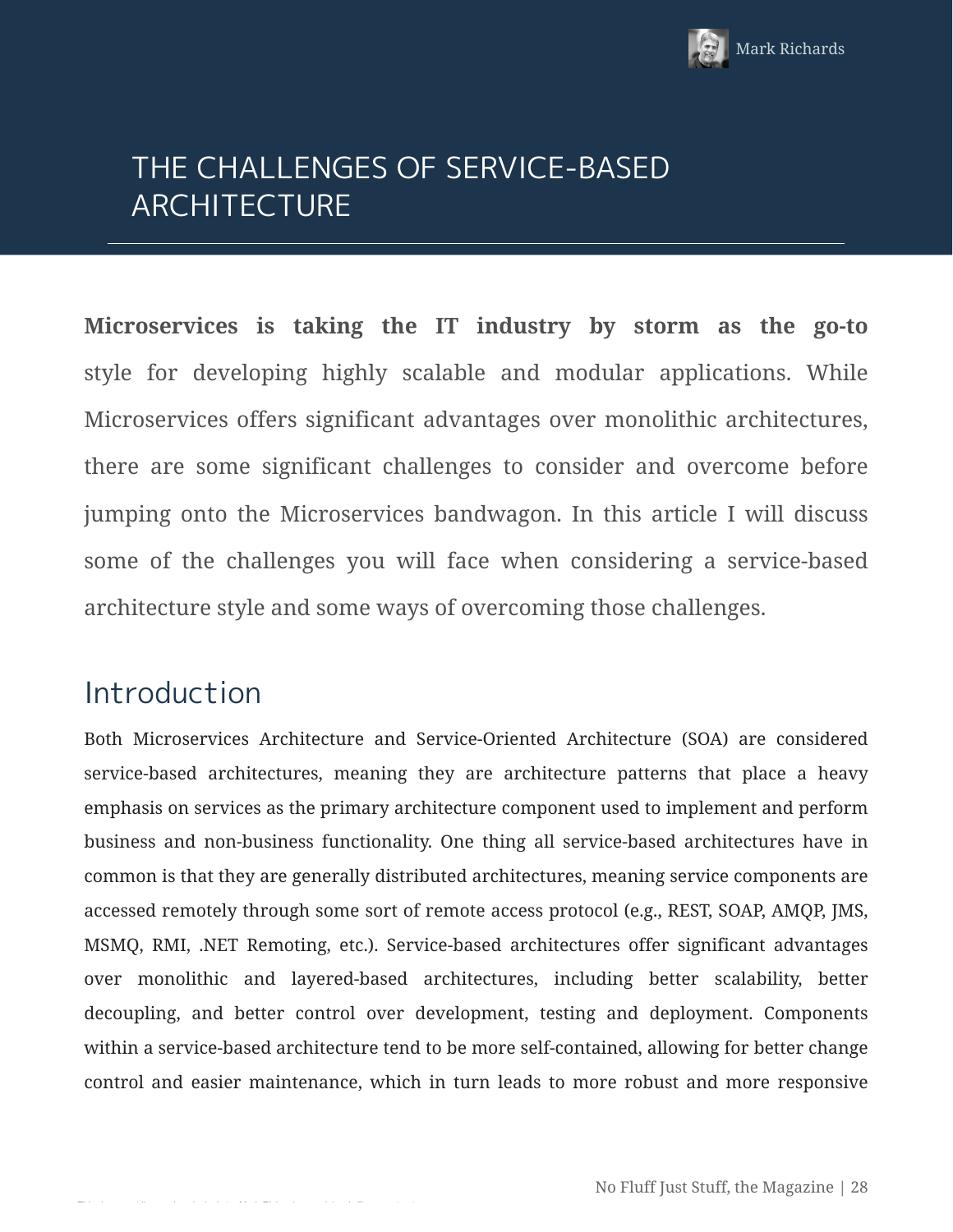Mark Richards

# THE CHALLENGES OF SERVICE-BASED ARCHITECTURE

**Microservices is taking the IT industry by storm as the go-to** style for developing highly scalable and modular applications. While Microservices offers significant advantages over monolithic architectures, there are some significant challenges to consider and overcome before jumping onto the Microservices bandwagon. In this article I will discuss some of the challenges you will face when considering a service-based architecture style and some ways of overcoming those challenges.

## Introduction

Both Microservices Architecture and Service-Oriented Architecture (SOA) are considered service-based architectures, meaning they are architecture patterns that place a heavy emphasis on services as the primary architecture component used to implement and perform business and non-business functionality. One thing all service-based architectures have in common is that they are generally distributed architectures, meaning service components are accessed remotely through some sort of remote access protocol (e.g., REST, SOAP, AMQP, JMS, MSMQ, RMI, .NET Remoting, etc.). Service-based architectures offer significant advantages over monolithic and layered-based architectures, including better scalability, better decoupling, and better control over development, testing and deployment. Components within a service-based architecture tend to be more self-contained, allowing for better change control and easier maintenance, which in turn leads to more robust and more responsive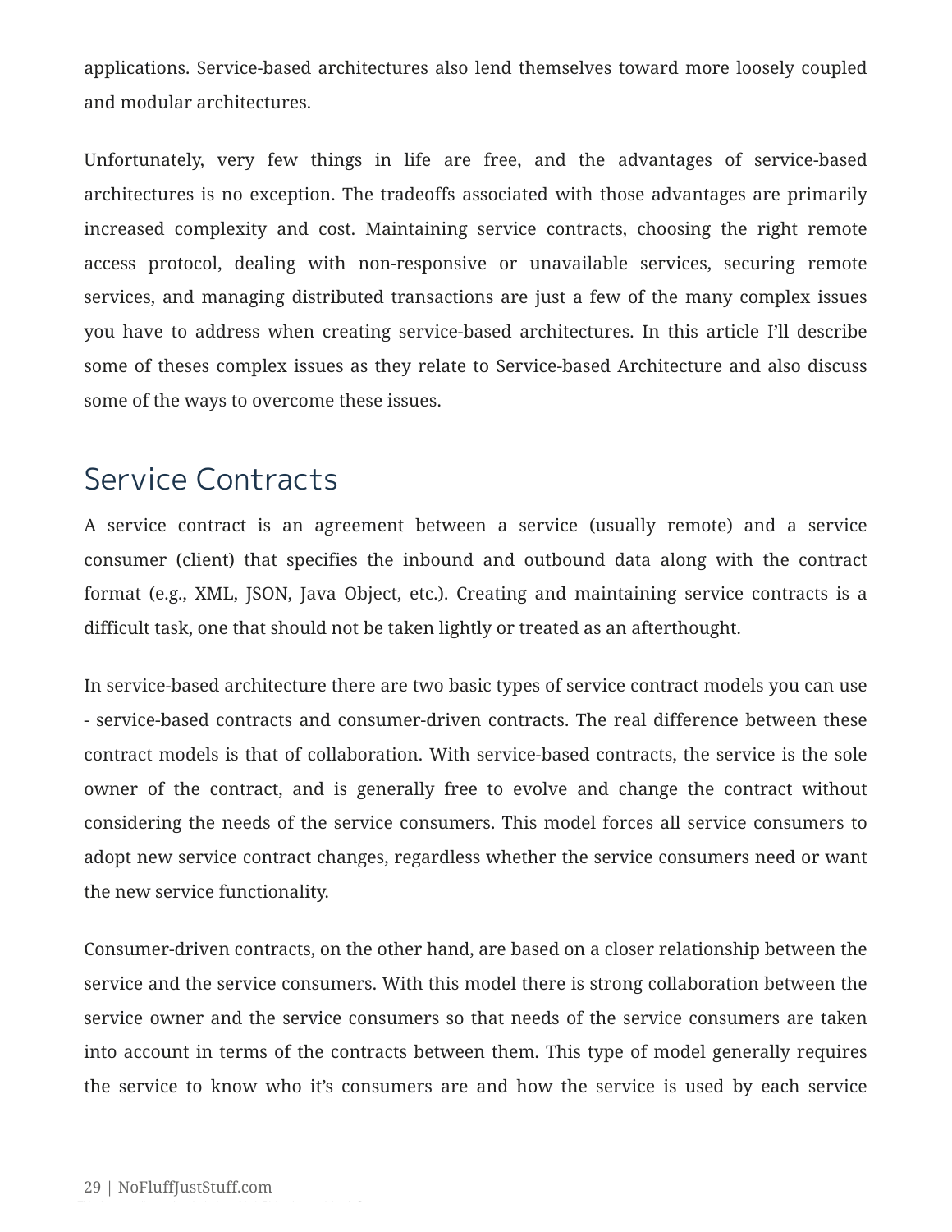applications. Service-based architectures also lend themselves toward more loosely coupled and modular architectures.

Unfortunately, very few things in life are free, and the advantages of service-based architectures is no exception. The tradeoffs associated with those advantages are primarily increased complexity and cost. Maintaining service contracts, choosing the right remote access protocol, dealing with non-responsive or unavailable services, securing remote services, and managing distributed transactions are just a few of the many complex issues you have to address when creating service-based architectures. In this article I'll describe some of theses complex issues as they relate to Service-based Architecture and also discuss some of the ways to overcome these issues.

## Service Contracts

A service contract is an agreement between a service (usually remote) and a service consumer (client) that specifies the inbound and outbound data along with the contract format (e.g., XML, JSON, Java Object, etc.). Creating and maintaining service contracts is a difficult task, one that should not be taken lightly or treated as an afterthought.

In service-based architecture there are two basic types of service contract models you can use - service-based contracts and consumer-driven contracts. The real difference between these contract models is that of collaboration. With service-based contracts, the service is the sole owner of the contract, and is generally free to evolve and change the contract without considering the needs of the service consumers. This model forces all service consumers to adopt new service contract changes, regardless whether the service consumers need or want the new service functionality.

Consumer-driven contracts, on the other hand, are based on a closer relationship between the service and the service consumers. With this model there is strong collaboration between the service owner and the service consumers so that needs of the service consumers are taken into account in terms of the contracts between them. This type of model generally requires the service to know who it's consumers are and how the service is used by each service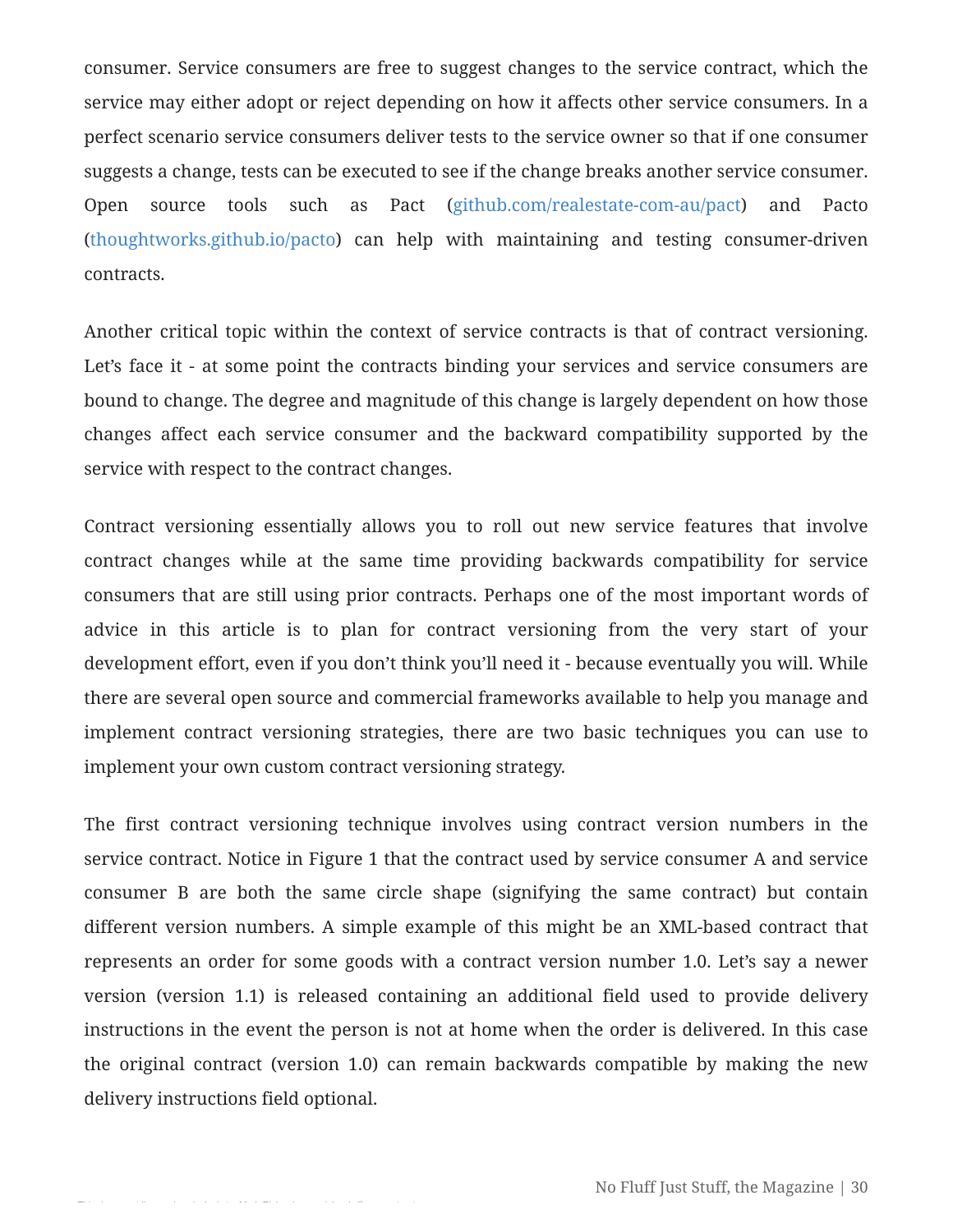consumer. Service consumers are free to suggest changes to the service contract, which the service may either adopt or reject depending on how it affects other service consumers. In a perfect scenario service consumers deliver tests to the service owner so that if one consumer suggests a change, tests can be executed to see if the change breaks another service consumer. Open source tools such as Pact (github.com/realestate-com-au/pact) and Pacto (thoughtworks.github.io/pacto) can help with maintaining and testing consumer-driven contracts.

Another critical topic within the context of service contracts is that of contract versioning. Let's face it - at some point the contracts binding your services and service consumers are bound to change. The degree and magnitude of this change is largely dependent on how those changes affect each service consumer and the backward compatibility supported by the service with respect to the contract changes.

Contract versioning essentially allows you to roll out new service features that involve contract changes while at the same time providing backwards compatibility for service consumers that are still using prior contracts. Perhaps one of the most important words of advice in this article is to plan for contract versioning from the very start of your development effort, even if you don't think you'll need it - because eventually you will. While there are several open source and commercial frameworks available to help you manage and implement contract versioning strategies, there are two basic techniques you can use to implement your own custom contract versioning strategy.

The first contract versioning technique involves using contract version numbers in the service contract. Notice in Figure 1 that the contract used by service consumer A and service consumer B are both the same circle shape (signifying the same contract) but contain different version numbers. A simple example of this might be an XML-based contract that represents an order for some goods with a contract version number 1.0. Let's say a newer version (version 1.1) is released containing an additional field used to provide delivery instructions in the event the person is not at home when the order is delivered. In this case the original contract (version 1.0) can remain backwards compatible by making the new delivery instructions field optional.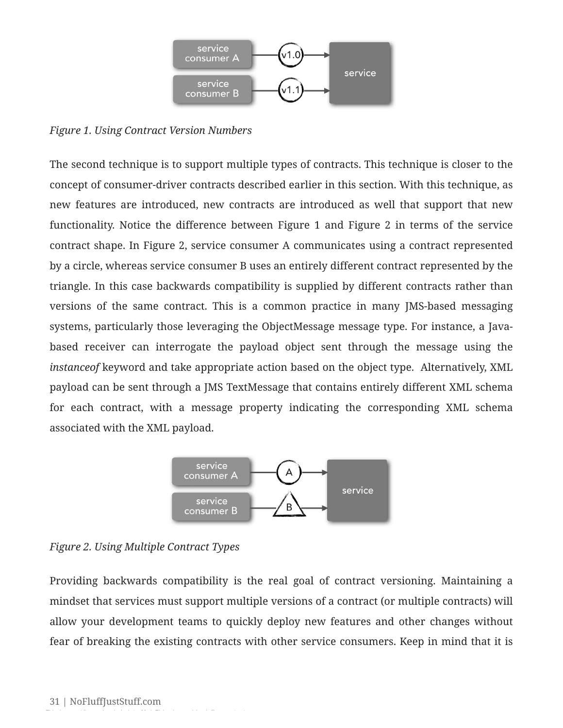*Figure 1. Using Contract Version Numbers*

The second technique is to support multiple types of contracts. This technique is closer to the concept of consumer-driver contracts described earlier in this section. With this technique, as new features are introduced, new contracts are introduced as well that support that new functionality. Notice the difference between Figure 1 and Figure 2 in terms of the service contract shape. In Figure 2, service consumer A communicates using a contract represented by a circle, whereas service consumer B uses an entirely different contract represented by the triangle. In this case backwards compatibility is supplied by different contracts rather than versions of the same contract. This is a common practice in many JMS-based messaging systems, particularly those leveraging the ObjectMessage message type. For instance, a Java-based receiver can interrogate the payload object sent through the message using the *instanceof* keyword and take appropriate action based on the object type.  Alternatively, XML payload can be sent through a JMS TextMessage that contains entirely different XML schema for each contract, with a message property indicating the corresponding XML schema associated with the XML payload.

*Figure 2. Using Multiple Contract Types*

Providing backwards compatibility is the real goal of contract versioning. Maintaining a mindset that services must support multiple versions of a contract (or multiple contracts) will allow your development teams to quickly deploy new features and other changes without fear of breaking the existing contracts with other service consumers. Keep in mind that it is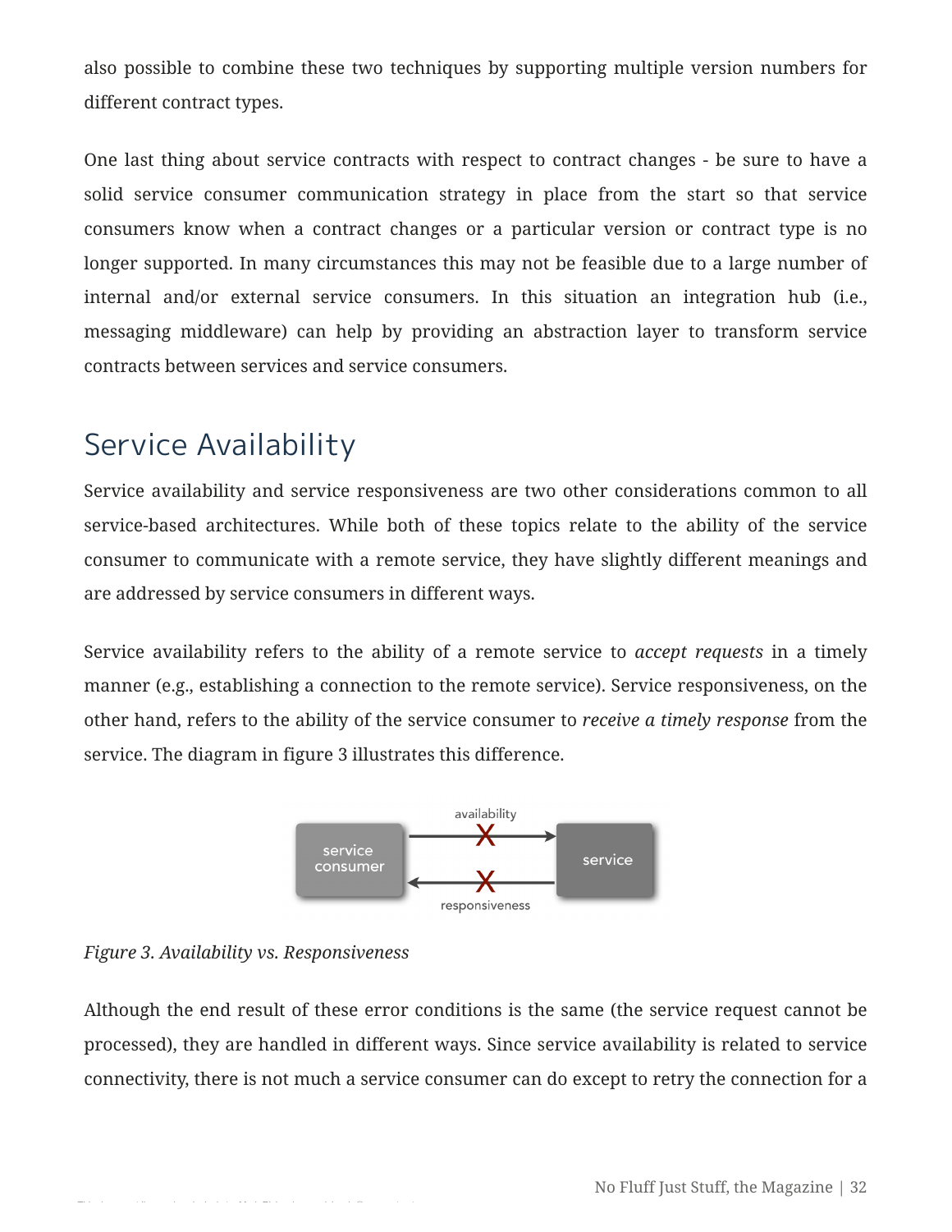also possible to combine these two techniques by supporting multiple version numbers for different contract types.

One last thing about service contracts with respect to contract changes - be sure to have a solid service consumer communication strategy in place from the start so that service consumers know when a contract changes or a particular version or contract type is no longer supported. In many circumstances this may not be feasible due to a large number of internal and/or external service consumers. In this situation an integration hub (i.e., messaging middleware) can help by providing an abstraction layer to transform service contracts between services and service consumers.

## Service Availability

Service availability and service responsiveness are two other considerations common to all service-based architectures. While both of these topics relate to the ability of the service consumer to communicate with a remote service, they have slightly different meanings and are addressed by service consumers in different ways.

Service availability refers to the ability of a remote service to *accept requests* in a timely manner (e.g., establishing a connection to the remote service). Service responsiveness, on the other hand, refers to the ability of the service consumer to *receive a timely response* from the service. The diagram in figure 3 illustrates this difference.

*Figure 3. Availability vs. Responsiveness*

Although the end result of these error conditions is the same (the service request cannot be processed), they are handled in different ways. Since service availability is related to service connectivity, there is not much a service consumer can do except to retry the connection for a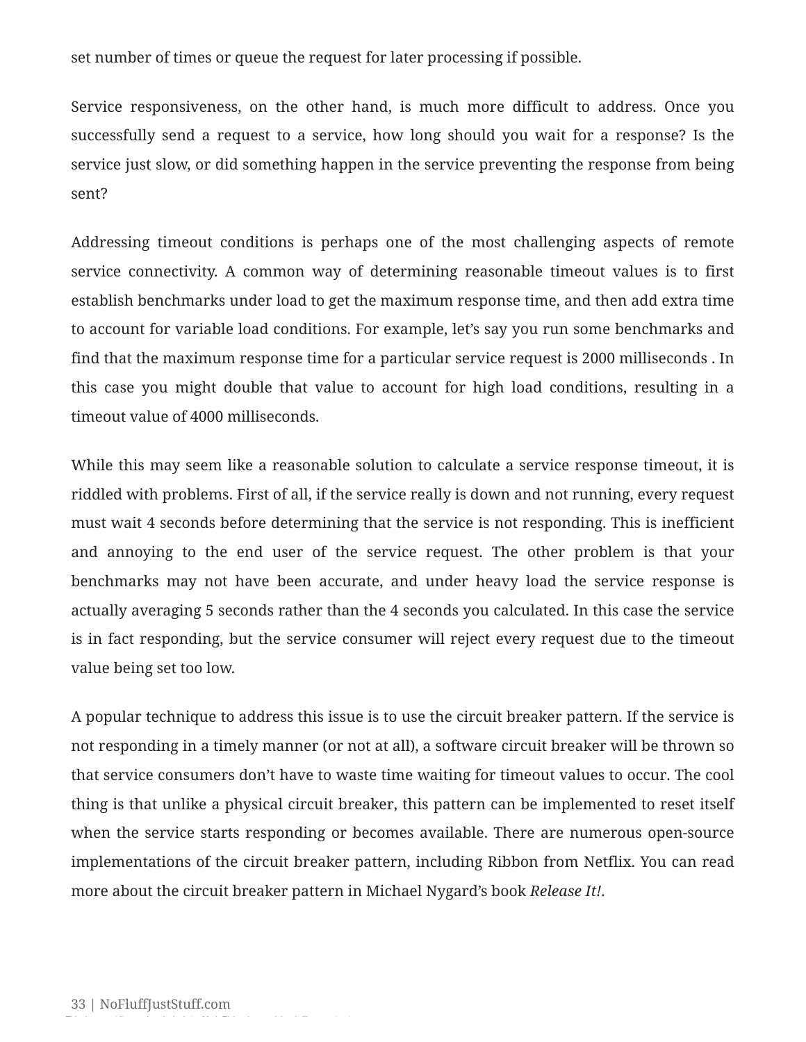set number of times or queue the request for later processing if possible.

Service responsiveness, on the other hand, is much more difficult to address. Once you successfully send a request to a service, how long should you wait for a response? Is the service just slow, or did something happen in the service preventing the response from being sent?

Addressing timeout conditions is perhaps one of the most challenging aspects of remote service connectivity. A common way of determining reasonable timeout values is to first establish benchmarks under load to get the maximum response time, and then add extra time to account for variable load conditions. For example, let's say you run some benchmarks and find that the maximum response time for a particular service request is 2000 milliseconds . In this case you might double that value to account for high load conditions, resulting in a timeout value of 4000 milliseconds.

While this may seem like a reasonable solution to calculate a service response timeout, it is riddled with problems. First of all, if the service really is down and not running, every request must wait 4 seconds before determining that the service is not responding. This is inefficient and annoying to the end user of the service request. The other problem is that your benchmarks may not have been accurate, and under heavy load the service response is actually averaging 5 seconds rather than the 4 seconds you calculated. In this case the service is in fact responding, but the service consumer will reject every request due to the timeout value being set too low.

A popular technique to address this issue is to use the circuit breaker pattern. If the service is not responding in a timely manner (or not at all), a software circuit breaker will be thrown so that service consumers don't have to waste time waiting for timeout values to occur. The cool thing is that unlike a physical circuit breaker, this pattern can be implemented to reset itself when the service starts responding or becomes available. There are numerous open-source implementations of the circuit breaker pattern, including Ribbon from Netflix. You can read more about the circuit breaker pattern in Michael Nygard's book *Release It!*.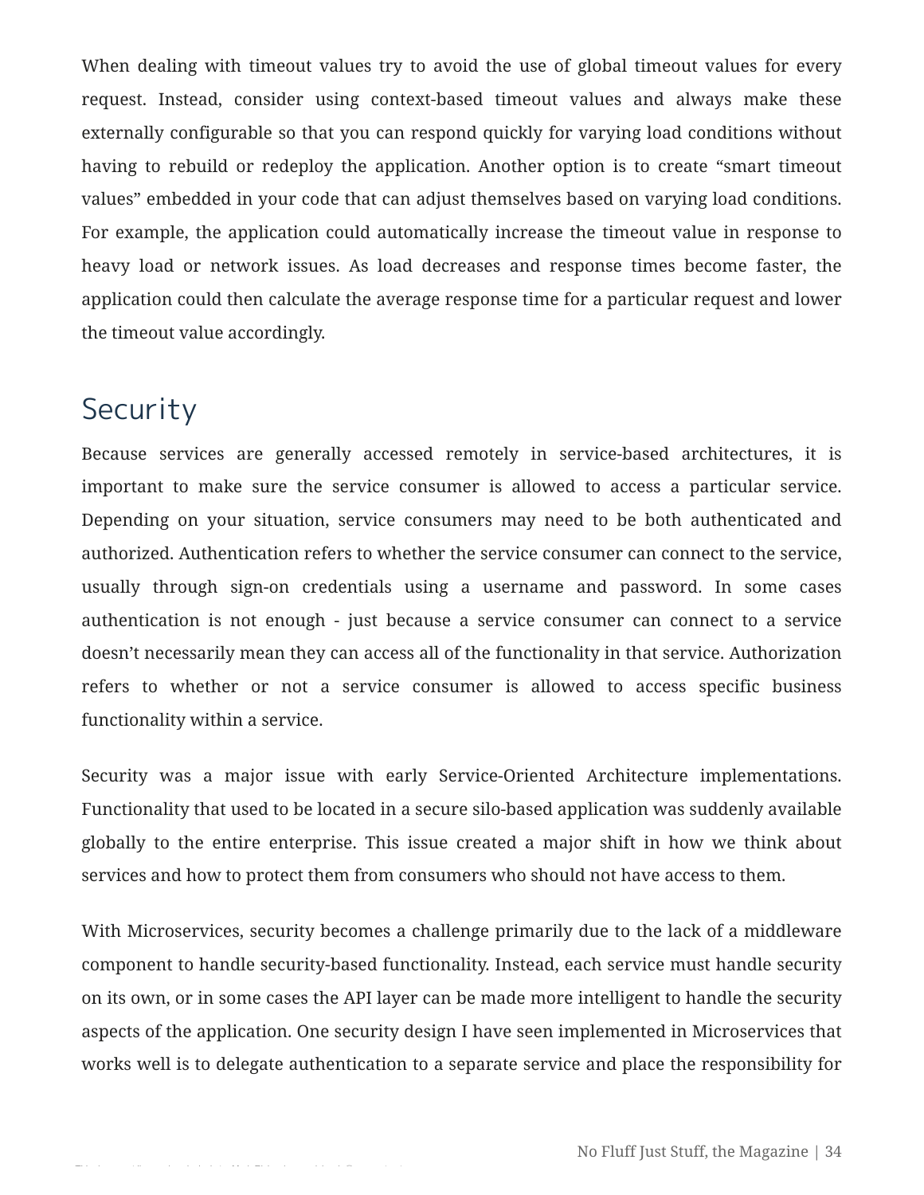When dealing with timeout values try to avoid the use of global timeout values for every request. Instead, consider using context-based timeout values and always make these externally configurable so that you can respond quickly for varying load conditions without having to rebuild or redeploy the application. Another option is to create “smart timeout values” embedded in your code that can adjust themselves based on varying load conditions. For example, the application could automatically increase the timeout value in response to heavy load or network issues. As load decreases and response times become faster, the application could then calculate the average response time for a particular request and lower the timeout value accordingly.

## Security

Because services are generally accessed remotely in service-based architectures, it is important to make sure the service consumer is allowed to access a particular service. Depending on your situation, service consumers may need to be both authenticated and authorized. Authentication refers to whether the service consumer can connect to the service, usually through sign-on credentials using a username and password. In some cases authentication is not enough - just because a service consumer can connect to a service doesn’t necessarily mean they can access all of the functionality in that service. Authorization refers to whether or not a service consumer is allowed to access specific business functionality within a service.

Security was a major issue with early Service-Oriented Architecture implementations. Functionality that used to be located in a secure silo-based application was suddenly available globally to the entire enterprise. This issue created a major shift in how we think about services and how to protect them from consumers who should not have access to them.

With Microservices, security becomes a challenge primarily due to the lack of a middleware component to handle security-based functionality. Instead, each service must handle security on its own, or in some cases the API layer can be made more intelligent to handle the security aspects of the application. One security design I have seen implemented in Microservices that works well is to delegate authentication to a separate service and place the responsibility for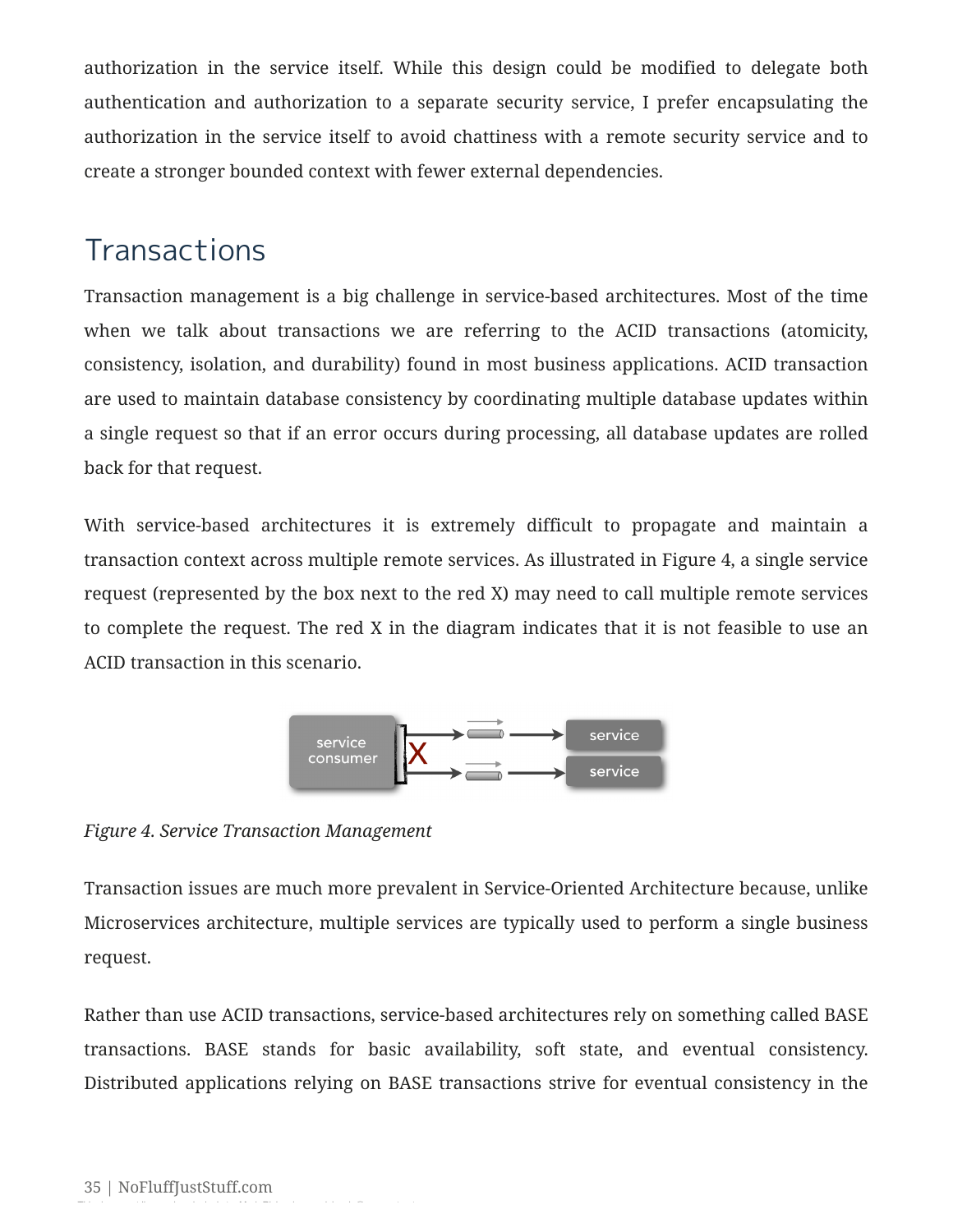authorization in the service itself. While this design could be modified to delegate both authentication and authorization to a separate security service, I prefer encapsulating the authorization in the service itself to avoid chattiness with a remote security service and to create a stronger bounded context with fewer external dependencies.

## Transactions

Transaction management is a big challenge in service-based architectures. Most of the time when we talk about transactions we are referring to the ACID transactions (atomicity, consistency, isolation, and durability) found in most business applications. ACID transaction are used to maintain database consistency by coordinating multiple database updates within a single request so that if an error occurs during processing, all database updates are rolled back for that request.

With service-based architectures it is extremely difficult to propagate and maintain a transaction context across multiple remote services. As illustrated in Figure 4, a single service request (represented by the box next to the red X) may need to call multiple remote services to complete the request. The red X in the diagram indicates that it is not feasible to use an ACID transaction in this scenario.

*Figure 4. Service Transaction Management*

Transaction issues are much more prevalent in Service-Oriented Architecture because, unlike Microservices architecture, multiple services are typically used to perform a single business request.

Rather than use ACID transactions, service-based architectures rely on something called BASE transactions. BASE stands for basic availability, soft state, and eventual consistency. Distributed applications relying on BASE transactions strive for eventual consistency in the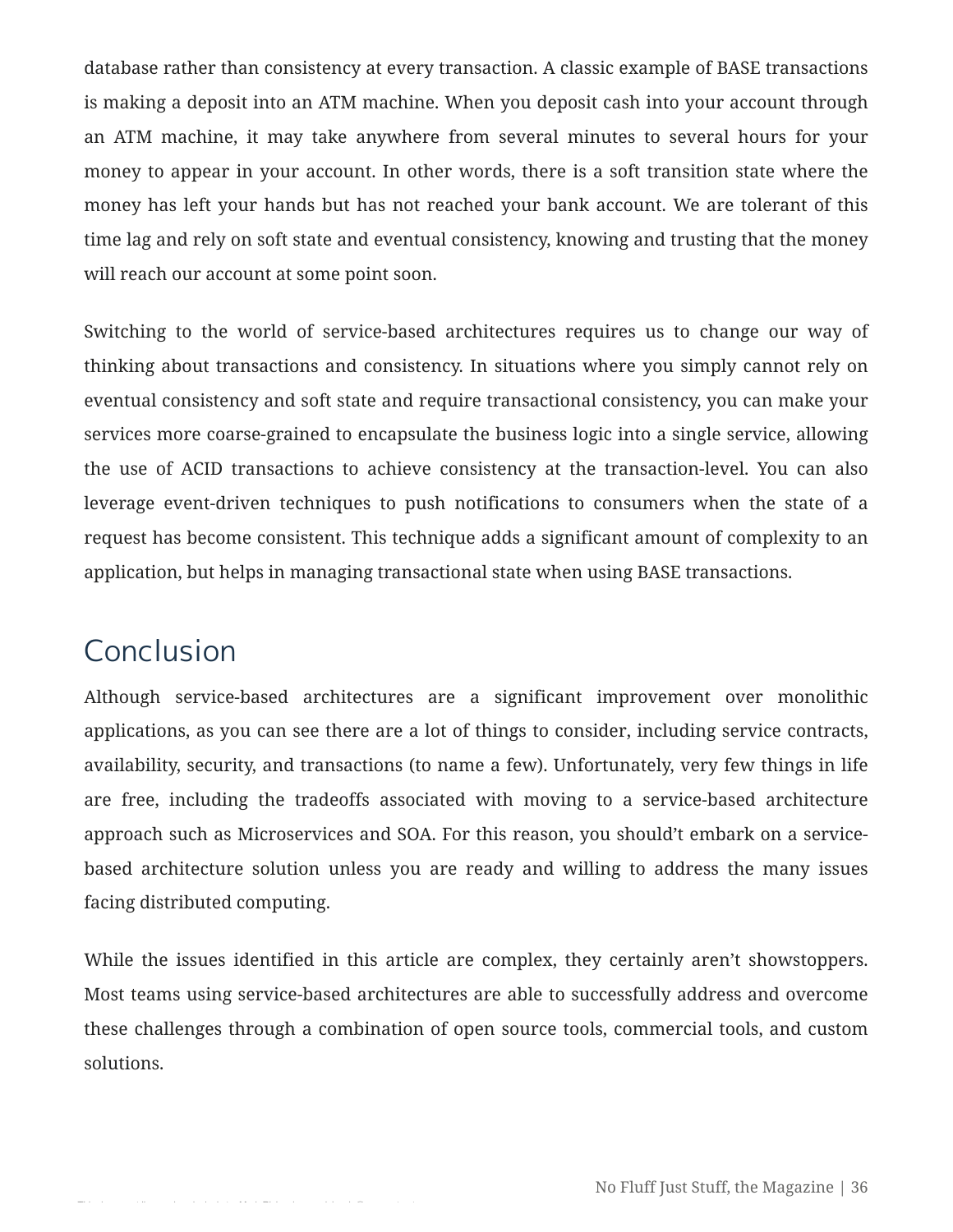database rather than consistency at every transaction. A classic example of BASE transactions is making a deposit into an ATM machine. When you deposit cash into your account through an ATM machine, it may take anywhere from several minutes to several hours for your money to appear in your account. In other words, there is a soft transition state where the money has left your hands but has not reached your bank account. We are tolerant of this time lag and rely on soft state and eventual consistency, knowing and trusting that the money will reach our account at some point soon.

Switching to the world of service-based architectures requires us to change our way of thinking about transactions and consistency. In situations where you simply cannot rely on eventual consistency and soft state and require transactional consistency, you can make your services more coarse-grained to encapsulate the business logic into a single service, allowing the use of ACID transactions to achieve consistency at the transaction-level. You can also leverage event-driven techniques to push notifications to consumers when the state of a request has become consistent. This technique adds a significant amount of complexity to an application, but helps in managing transactional state when using BASE transactions.

## Conclusion

Although service-based architectures are a significant improvement over monolithic applications, as you can see there are a lot of things to consider, including service contracts, availability, security, and transactions (to name a few). Unfortunately, very few things in life are free, including the tradeoffs associated with moving to a service-based architecture approach such as Microservices and SOA. For this reason, you should't embark on a service-based architecture solution unless you are ready and willing to address the many issues facing distributed computing.

While the issues identified in this article are complex, they certainly aren't showstoppers. Most teams using service-based architectures are able to successfully address and overcome these challenges through a combination of open source tools, commercial tools, and custom solutions.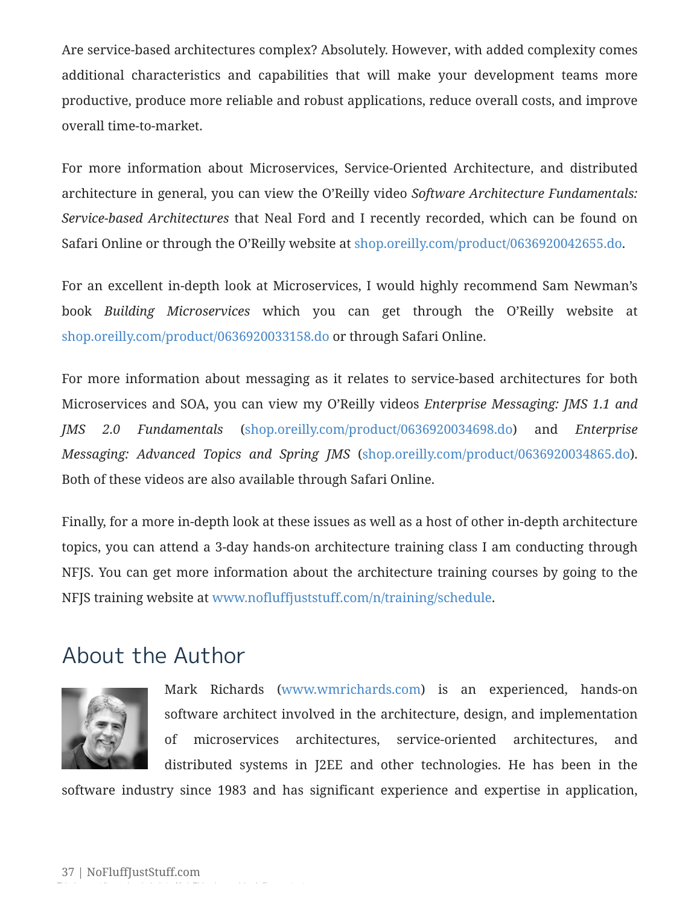Are service-based architectures complex? Absolutely. However, with added complexity comes additional characteristics and capabilities that will make your development teams more productive, produce more reliable and robust applications, reduce overall costs, and improve overall time-to-market.

For more information about Microservices, Service-Oriented Architecture, and distributed architecture in general, you can view the O'Reilly video *Software Architecture Fundamentals: Service-based Architectures* that Neal Ford and I recently recorded, which can be found on Safari Online or through the O'Reilly website at shop.oreilly.com/product/0636920042655.do.

For an excellent in-depth look at Microservices, I would highly recommend Sam Newman's book *Building Microservices* which you can get through the O'Reilly website at shop.oreilly.com/product/0636920033158.do or through Safari Online.

For more information about messaging as it relates to service-based architectures for both Microservices and SOA, you can view my O'Reilly videos *Enterprise Messaging: JMS 1.1 and JMS 2.0 Fundamentals* (shop.oreilly.com/product/0636920034698.do) and *Enterprise Messaging: Advanced Topics and Spring JMS* (shop.oreilly.com/product/0636920034865.do). Both of these videos are also available through Safari Online.

Finally, for a more in-depth look at these issues as well as a host of other in-depth architecture topics, you can attend a 3-day hands-on architecture training class I am conducting through NFJS. You can get more information about the architecture training courses by going to the NFJS training website at www.nofluffjuststuff.com/n/training/schedule.

## About the Author

Mark Richards (www.wmrichards.com) is an experienced, hands-on software architect involved in the architecture, design, and implementation of microservices architectures, service-oriented architectures, and distributed systems in J2EE and other technologies. He has been in the software industry since 1983 and has significant experience and expertise in application,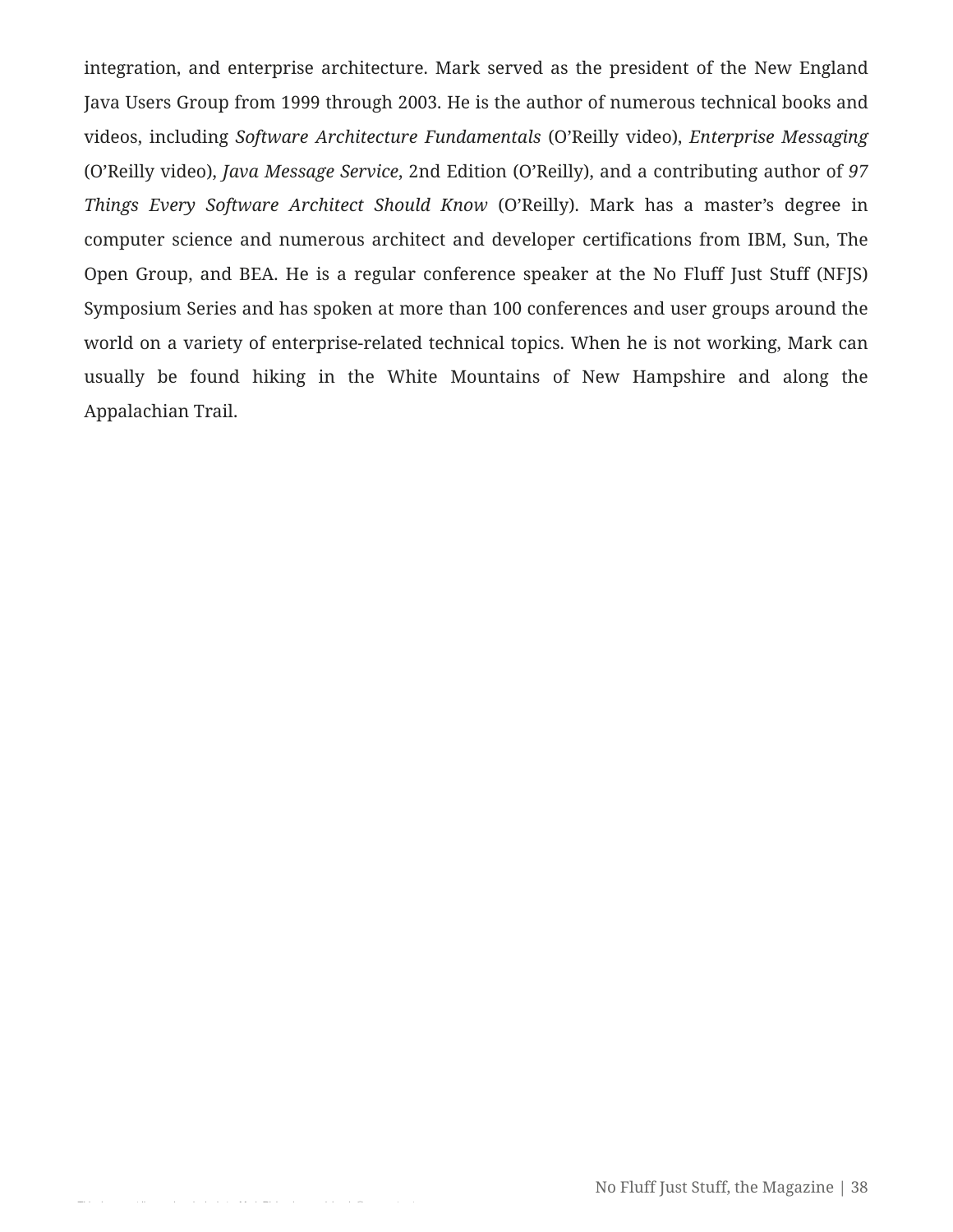integration, and enterprise architecture. Mark served as the president of the New England Java Users Group from 1999 through 2003. He is the author of numerous technical books and videos, including *Software Architecture Fundamentals* (O'Reilly video), *Enterprise Messaging* (O'Reilly video), *Java Message Service*, 2nd Edition (O'Reilly), and a contributing author of *97 Things Every Software Architect Should Know* (O'Reilly). Mark has a master's degree in computer science and numerous architect and developer certifications from IBM, Sun, The Open Group, and BEA. He is a regular conference speaker at the No Fluff Just Stuff (NFJS) Symposium Series and has spoken at more than 100 conferences and user groups around the world on a variety of enterprise-related technical topics. When he is not working, Mark can usually be found hiking in the White Mountains of New Hampshire and along the Appalachian Trail.